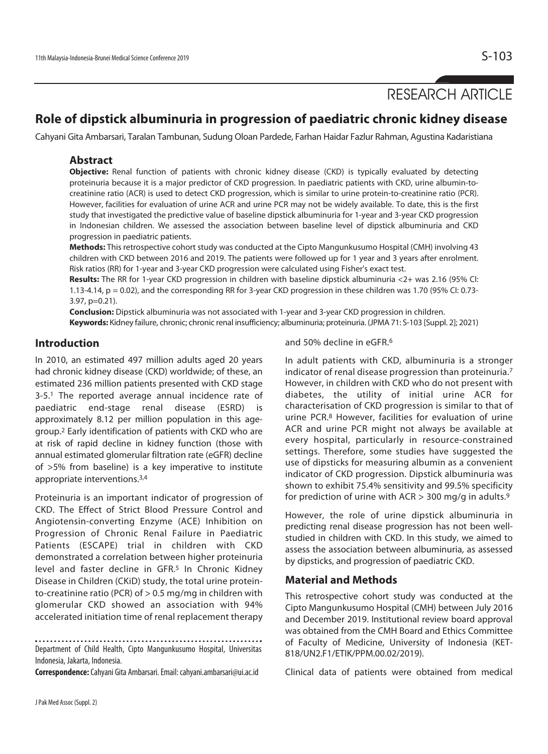RESEARCH ARTICLE

# Role of dipstick albuminuria in progression of paediatric chronic kidney disease

Cahyani Gita Ambarsari, Taralan Tambunan, Sudung Oloan Pardede, Farhan Haidar Fazlur Rahman, Agustina Kadaristiana

## Abstract

**Objective:** Renal function of patients with chronic kidney disease (CKD) is typically evaluated by detecting proteinuria because it is a major predictor of CKD progression. In paediatric patients with CKD, urine albumin-to-creatinine ratio (ACR) is used to detect CKD progression, which is similar to urine protein-to-creatinine ratio (PCR). However, facilities for evaluation of urine ACR and urine PCR may not be widely available. To date, this is the first study that investigated the predictive value of baseline dipstick albuminuria for 1-year and 3-year CKD progression in Indonesian children. We assessed the association between baseline level of dipstick albuminuria and CKD progression in paediatric patients.

**Methods:** This retrospective cohort study was conducted at the Cipto Mangunkusumo Hospital (CMH) involving 43 children with CKD between 2016 and 2019. The patients were followed up for 1 year and 3 years after enrolment. Risk ratios (RR) for 1-year and 3-year CKD progression were calculated using Fisher's exact test.

**Results:** The RR for 1-year CKD progression in children with baseline dipstick albuminuria <2+ was 2.16 (95% CI: 1.13-4.14, p = 0.02), and the corresponding RR for 3-year CKD progression in these children was 1.70 (95% CI: 0.73-3.97, p=0.21).

**Conclusion:** Dipstick albuminuria was not associated with 1-year and 3-year CKD progression in children.

**Keywords:** Kidney failure, chronic; chronic renal insufficiency; albuminuria; proteinuria. (JPMA 71: S-103 [Suppl. 2]; 2021)

## Introduction

In 2010, an estimated 497 million adults aged 20 years had chronic kidney disease (CKD) worldwide; of these, an estimated 236 million patients presented with CKD stage 3-5.[1] The reported average annual incidence rate of paediatric end-stage renal disease (ESRD) is approximately 8.12 per million population in this age-group.[2] Early identification of patients with CKD who are at risk of rapid decline in kidney function (those with annual estimated glomerular filtration rate (eGFR) decline of >5% from baseline) is a key imperative to institute appropriate interventions.[3,4]

Proteinuria is an important indicator of progression of CKD. The Effect of Strict Blood Pressure Control and Angiotensin-converting Enzyme (ACE) Inhibition on Progression of Chronic Renal Failure in Paediatric Patients (ESCAPE) trial in children with CKD demonstrated a correlation between higher proteinuria level and faster decline in GFR.[5] In Chronic Kidney Disease in Children (CKiD) study, the total urine protein-to-creatinine ratio (PCR) of > 0.5 mg/mg in children with glomerular CKD showed an association with 94% accelerated initiation time of renal replacement therapy and 50% decline in eGFR.[6]

In adult patients with CKD, albuminuria is a stronger indicator of renal disease progression than proteinuria.[7] However, in children with CKD who do not present with diabetes, the utility of initial urine ACR for characterisation of CKD progression is similar to that of urine PCR.[8] However, facilities for evaluation of urine ACR and urine PCR might not always be available at every hospital, particularly in resource-constrained settings. Therefore, some studies have suggested the use of dipsticks for measuring albumin as a convenient indicator of CKD progression. Dipstick albuminuria was shown to exhibit 75.4% sensitivity and 99.5% specificity for prediction of urine with ACR > 300 mg/g in adults.[9]

However, the role of urine dipstick albuminuria in predicting renal disease progression has not been well-studied in children with CKD. In this study, we aimed to assess the association between albuminuria, as assessed by dipsticks, and progression of paediatric CKD.

## Material and Methods

This retrospective cohort study was conducted at the Cipto Mangunkusumo Hospital (CMH) between July 2016 and December 2019. Institutional review board approval was obtained from the CMH Board and Ethics Committee of Faculty of Medicine, University of Indonesia (KET-818/UN2.F1/ETIK/PPM.00.02/2019).

Clinical data of patients were obtained from medical

Department of Child Health, Cipto Mangunkusumo Hospital, Universitas Indonesia, Jakarta, Indonesia.

**Correspondence:** Cahyani Gita Ambarsari. Email: cahyani.ambarsari@ui.ac.id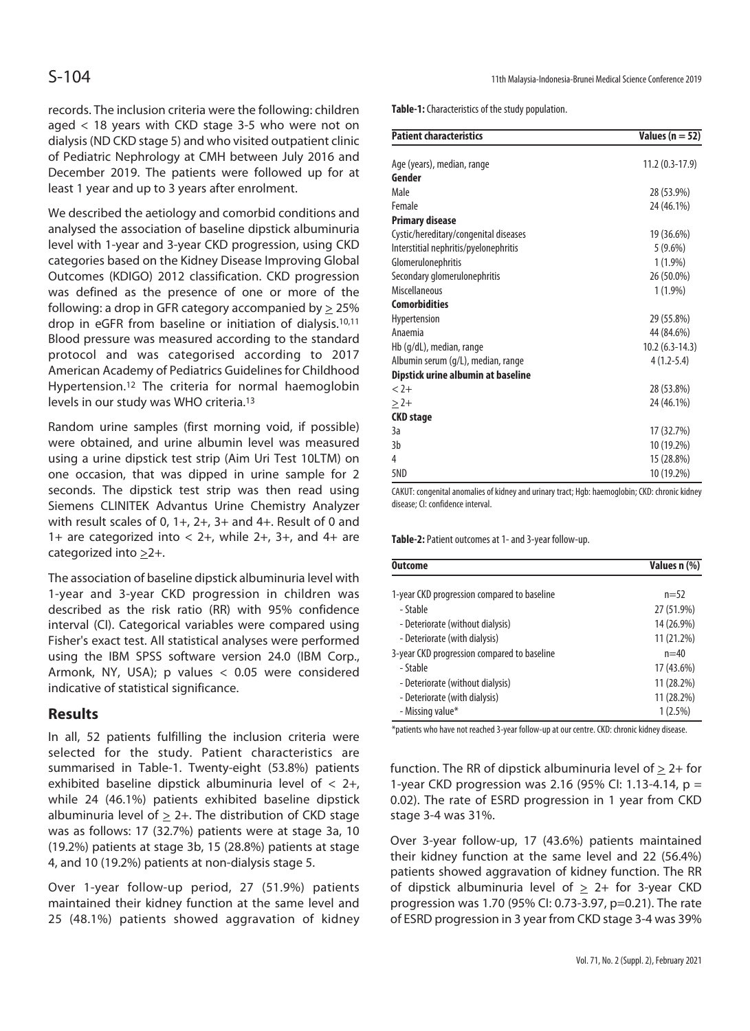records. The inclusion criteria were the following: children aged < 18 years with CKD stage 3-5 who were not on dialysis (ND CKD stage 5) and who visited outpatient clinic of Pediatric Nephrology at CMH between July 2016 and December 2019. The patients were followed up for at least 1 year and up to 3 years after enrolment.

We described the aetiology and comorbid conditions and analysed the association of baseline dipstick albuminuria level with 1-year and 3-year CKD progression, using CKD categories based on the Kidney Disease Improving Global Outcomes (KDIGO) 2012 classification. CKD progression was defined as the presence of one or more of the following: a drop in GFR category accompanied by ≥ 25% drop in eGFR from baseline or initiation of dialysis.[10,11] Blood pressure was measured according to the standard protocol and was categorised according to 2017 American Academy of Pediatrics Guidelines for Childhood Hypertension.[12] The criteria for normal haemoglobin levels in our study was WHO criteria.[13]

Random urine samples (first morning void, if possible) were obtained, and urine albumin level was measured using a urine dipstick test strip (Aim Uri Test 10LTM) on one occasion, that was dipped in urine sample for 2 seconds. The dipstick test strip was then read using Siemens CLINITEK Advantus Urine Chemistry Analyzer with result scales of 0, 1+, 2+, 3+ and 4+. Result of 0 and 1+ are categorized into < 2+, while 2+, 3+, and 4+ are categorized into ≥2+.

The association of baseline dipstick albuminuria level with 1-year and 3-year CKD progression in children was described as the risk ratio (RR) with 95% confidence interval (CI). Categorical variables were compared using Fisher's exact test. All statistical analyses were performed using the IBM SPSS software version 24.0 (IBM Corp., Armonk, NY, USA); p values < 0.05 were considered indicative of statistical significance.

## Results

In all, 52 patients fulfilling the inclusion criteria were selected for the study. Patient characteristics are summarised in Table-1. Twenty-eight (53.8%) patients exhibited baseline dipstick albuminuria level of < 2+, while 24 (46.1%) patients exhibited baseline dipstick albuminuria level of ≥ 2+. The distribution of CKD stage was as follows: 17 (32.7%) patients were at stage 3a, 10 (19.2%) patients at stage 3b, 15 (28.8%) patients at stage 4, and 10 (19.2%) patients at non-dialysis stage 5.

Over 1-year follow-up period, 27 (51.9%) patients maintained their kidney function at the same level and 25 (48.1%) patients showed aggravation of kidney function. The RR of dipstick albuminuria level of ≥ 2+ for 1-year CKD progression was 2.16 (95% CI: 1.13-4.14, p = 0.02). The rate of ESRD progression in 1 year from CKD stage 3-4 was 31%.

Over 3-year follow-up, 17 (43.6%) patients maintained their kidney function at the same level and 22 (56.4%) patients showed aggravation of kidney function. The RR of dipstick albuminuria level of ≥ 2+ for 3-year CKD progression was 1.70 (95% CI: 0.73-3.97, p=0.21). The rate of ESRD progression in 3 year from CKD stage 3-4 was 39%

**Table-1:** Characteristics of the study population.

| Patient characteristics | Values (n = 52) |
|---|---|
| Age (years), median, range | 11.2 (0.3-17.9) |
| **Gender** | |
| Male | 28 (53.9%) |
| Female | 24 (46.1%) |
| **Primary disease** | |
| Cystic/hereditary/congenital diseases | 19 (36.6%) |
| Interstitial nephritis/pyelonephritis | 5 (9.6%) |
| Glomerulonephritis | 1 (1.9%) |
| Secondary glomerulonephritis | 26 (50.0%) |
| Miscellaneous | 1 (1.9%) |
| **Comorbidities** | |
| Hypertension | 29 (55.8%) |
| Anaemia | 44 (84.6%) |
| Hb (g/dL), median, range | 10.2 (6.3-14.3) |
| Albumin serum (g/L), median, range | 4 (1.2-5.4) |
| **Dipstick urine albumin at baseline** | |
| < 2+ | 28 (53.8%) |
| ≥ 2+ | 24 (46.1%) |
| **CKD stage** | |
| 3a | 17 (32.7%) |
| 3b | 10 (19.2%) |
| 4 | 15 (28.8%) |
| 5ND | 10 (19.2%) |

CAKUT: congenital anomalies of kidney and urinary tract; Hgb: haemoglobin; CKD: chronic kidney disease; CI: confidence interval.

**Table-2:** Patient outcomes at 1- and 3-year follow-up.

| Outcome | Values n (%) |
|---|---|
| 1-year CKD progression compared to baseline | n=52 |
| - Stable | 27 (51.9%) |
| - Deteriorate (without dialysis) | 14 (26.9%) |
| - Deteriorate (with dialysis) | 11 (21.2%) |
| 3-year CKD progression compared to baseline | n=40 |
| - Stable | 17 (43.6%) |
| - Deteriorate (without dialysis) | 11 (28.2%) |
| - Deteriorate (with dialysis) | 11 (28.2%) |
| - Missing value* | 1 (2.5%) |

*patients who have not reached 3-year follow-up at our centre. CKD: chronic kidney disease.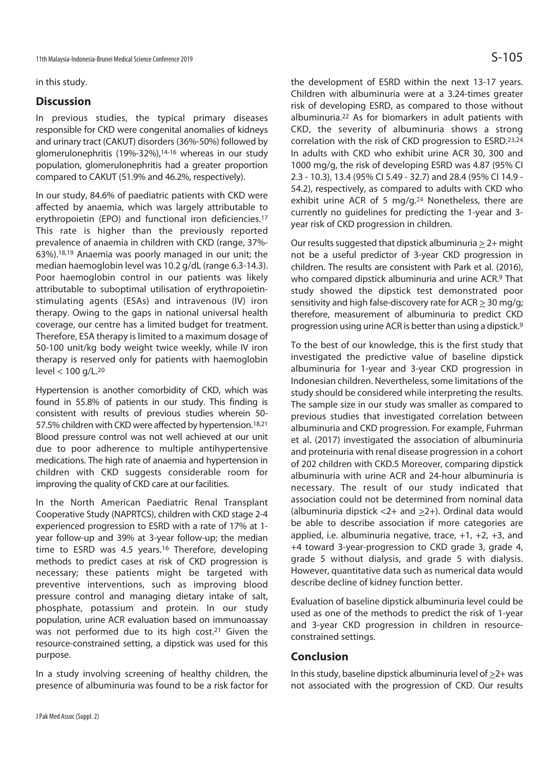in this study.

## Discussion

In previous studies, the typical primary diseases responsible for CKD were congenital anomalies of kidneys and urinary tract (CAKUT) disorders (36%-50%) followed by glomerulonephritis (19%-32%),[14-16] whereas in our study population, glomerulonephritis had a greater proportion compared to CAKUT (51.9% and 46.2%, respectively).

In our study, 84.6% of paediatric patients with CKD were affected by anaemia, which was largely attributable to erythropoietin (EPO) and functional iron deficiencies.[17] This rate is higher than the previously reported prevalence of anaemia in children with CKD (range, 37%-63%).[18,19] Anaemia was poorly managed in our unit; the median haemoglobin level was 10.2 g/dL (range 6.3-14.3). Poor haemoglobin control in our patients was likely attributable to suboptimal utilisation of erythropoietin-stimulating agents (ESAs) and intravenous (IV) iron therapy. Owing to the gaps in national universal health coverage, our centre has a limited budget for treatment. Therefore, ESA therapy is limited to a maximum dosage of 50-100 unit/kg body weight twice weekly, while IV iron therapy is reserved only for patients with haemoglobin level < 100 g/L.[20]

Hypertension is another comorbidity of CKD, which was found in 55.8% of patients in our study. This finding is consistent with results of previous studies wherein 50-57.5% children with CKD were affected by hypertension.[18,21] Blood pressure control was not well achieved at our unit due to poor adherence to multiple antihypertensive medications. The high rate of anaemia and hypertension in children with CKD suggests considerable room for improving the quality of CKD care at our facilities.

In the North American Paediatric Renal Transplant Cooperative Study (NAPRTCS), children with CKD stage 2-4 experienced progression to ESRD with a rate of 17% at 1-year follow-up and 39% at 3-year follow-up; the median time to ESRD was 4.5 years.[16] Therefore, developing methods to predict cases at risk of CKD progression is necessary; these patients might be targeted with preventive interventions, such as improving blood pressure control and managing dietary intake of salt, phosphate, potassium and protein. In our study population, urine ACR evaluation based on immunoassay was not performed due to its high cost.[21] Given the resource-constrained setting, a dipstick was used for this purpose.

In a study involving screening of healthy children, the presence of albuminuria was found to be a risk factor for the development of ESRD within the next 13-17 years. Children with albuminuria were at a 3.24-times greater risk of developing ESRD, as compared to those without albuminuria.[22] As for biomarkers in adult patients with CKD, the severity of albuminuria shows a strong correlation with the risk of CKD progression to ESRD.[23,24] In adults with CKD who exhibit urine ACR 30, 300 and 1000 mg/g, the risk of developing ESRD was 4.87 (95% CI 2.3 - 10.3), 13.4 (95% CI 5.49 - 32.7) and 28.4 (95% CI 14.9 - 54.2), respectively, as compared to adults with CKD who exhibit urine ACR of 5 mg/g.[24] Nonetheless, there are currently no guidelines for predicting the 1-year and 3-year risk of CKD progression in children.

Our results suggested that dipstick albuminuria $\geq$ 2+ might not be a useful predictor of 3-year CKD progression in children. The results are consistent with Park et al. (2016), who compared dipstick albuminuria and urine ACR.[9] That study showed the dipstick test demonstrated poor sensitivity and high false-discovery rate for ACR $\geq$ 30 mg/g; therefore, measurement of albuminuria to predict CKD progression using urine ACR is better than using a dipstick.[9]

To the best of our knowledge, this is the first study that investigated the predictive value of baseline dipstick albuminuria for 1-year and 3-year CKD progression in Indonesian children. Nevertheless, some limitations of the study should be considered while interpreting the results. The sample size in our study was smaller as compared to previous studies that investigated correlation between albuminuria and CKD progression. For example, Fuhrman et al. (2017) investigated the association of albuminuria and proteinuria with renal disease progression in a cohort of 202 children with CKD.[5] Moreover, comparing dipstick albuminuria with urine ACR and 24-hour albuminuria is necessary. The result of our study indicated that association could not be determined from nominal data (albuminuria dipstick <2+ and $\geq$2+). Ordinal data would be able to describe association if more categories are applied, i.e. albuminuria negative, trace, +1, +2, +3, and +4 toward 3-year-progression to CKD grade 3, grade 4, grade 5 without dialysis, and grade 5 with dialysis. However, quantitative data such as numerical data would describe decline of kidney function better.

Evaluation of baseline dipstick albuminuria level could be used as one of the methods to predict the risk of 1-year and 3-year CKD progression in children in resource-constrained settings.

## Conclusion

In this study, baseline dipstick albuminuria level of $\geq$2+ was not associated with the progression of CKD. Our results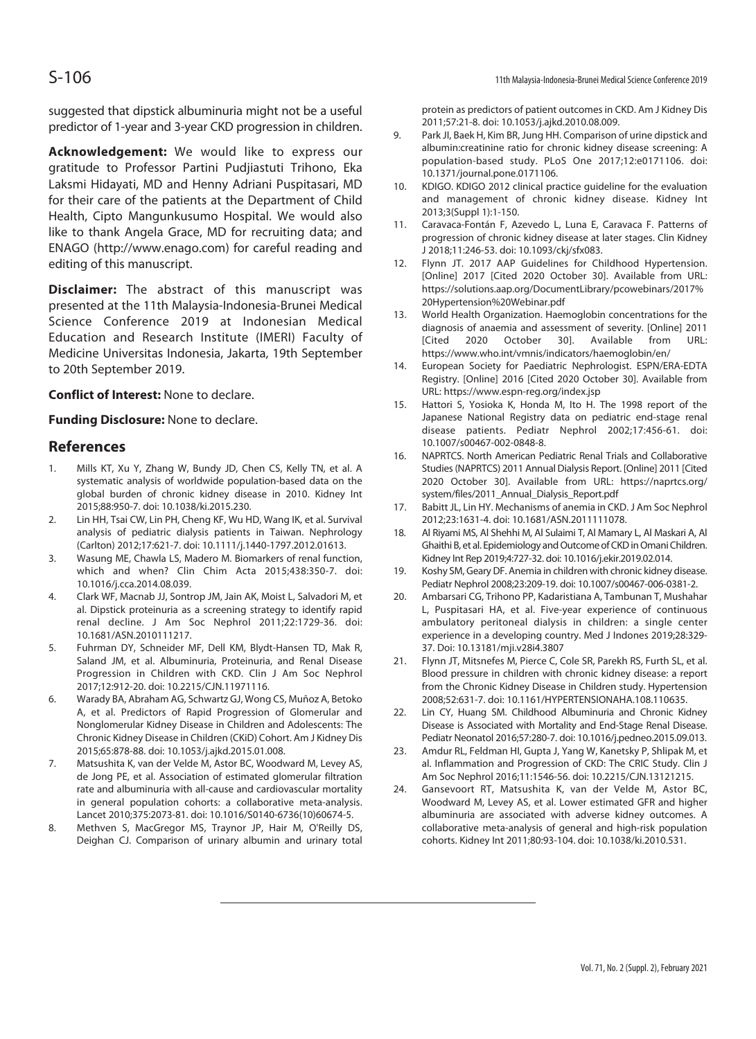suggested that dipstick albuminuria might not be a useful predictor of 1-year and 3-year CKD progression in children.

**Acknowledgement:** We would like to express our gratitude to Professor Partini Pudjiastuti Trihono, Eka Laksmi Hidayati, MD and Henny Adriani Puspitasari, MD for their care of the patients at the Department of Child Health, Cipto Mangunkusumo Hospital. We would also like to thank Angela Grace, MD for recruiting data; and ENAGO (http://www.enago.com) for careful reading and editing of this manuscript.

**Disclaimer:** The abstract of this manuscript was presented at the 11th Malaysia-Indonesia-Brunei Medical Science Conference 2019 at Indonesian Medical Education and Research Institute (IMERI) Faculty of Medicine Universitas Indonesia, Jakarta, 19th September to 20th September 2019.

**Conflict of Interest:** None to declare.

**Funding Disclosure:** None to declare.

## References

1. Mills KT, Xu Y, Zhang W, Bundy JD, Chen CS, Kelly TN, et al. A systematic analysis of worldwide population-based data on the global burden of chronic kidney disease in 2010. Kidney Int 2015;88:950-7. doi: 10.1038/ki.2015.230.
2. Lin HH, Tsai CW, Lin PH, Cheng KF, Wu HD, Wang IK, et al. Survival analysis of pediatric dialysis patients in Taiwan. Nephrology (Carlton) 2012;17:621-7. doi: 10.1111/j.1440-1797.2012.01613.
3. Wasung ME, Chawla LS, Madero M. Biomarkers of renal function, which and when? Clin Chim Acta 2015;438:350-7. doi: 10.1016/j.cca.2014.08.039.
4. Clark WF, Macnab JJ, Sontrop JM, Jain AK, Moist L, Salvadori M, et al. Dipstick proteinuria as a screening strategy to identify rapid renal decline. J Am Soc Nephrol 2011;22:1729-36. doi: 10.1681/ASN.2010111217.
5. Fuhrman DY, Schneider MF, Dell KM, Blydt-Hansen TD, Mak R, Saland JM, et al. Albuminuria, Proteinuria, and Renal Disease Progression in Children with CKD. Clin J Am Soc Nephrol 2017;12:912-20. doi: 10.2215/CJN.11971116.
6. Warady BA, Abraham AG, Schwartz GJ, Wong CS, Muñoz A, Betoko A, et al. Predictors of Rapid Progression of Glomerular and Nonglomerular Kidney Disease in Children and Adolescents: The Chronic Kidney Disease in Children (CKiD) Cohort. Am J Kidney Dis 2015;65:878-88. doi: 10.1053/j.ajkd.2015.01.008.
7. Matsushita K, van der Velde M, Astor BC, Woodward M, Levey AS, de Jong PE, et al. Association of estimated glomerular filtration rate and albuminuria with all-cause and cardiovascular mortality in general population cohorts: a collaborative meta-analysis. Lancet 2010;375:2073-81. doi: 10.1016/S0140-6736(10)60674-5.
8. Methven S, MacGregor MS, Traynor JP, Hair M, O'Reilly DS, Deighan CJ. Comparison of urinary albumin and urinary total protein as predictors of patient outcomes in CKD. Am J Kidney Dis 2011;57:21-8. doi: 10.1053/j.ajkd.2010.08.009.
9. Park JI, Baek H, Kim BR, Jung HH. Comparison of urine dipstick and albumin:creatinine ratio for chronic kidney disease screening: A population-based study. PLoS One 2017;12:e0171106. doi: 10.1371/journal.pone.0171106.
10. KDIGO. KDIGO 2012 clinical practice guideline for the evaluation and management of chronic kidney disease. Kidney Int 2013;3(Suppl 1):1-150.
11. Caravaca-Fontán F, Azevedo L, Luna E, Caravaca F. Patterns of progression of chronic kidney disease at later stages. Clin Kidney J 2018;11:246-53. doi: 10.1093/ckj/sfx083.
12. Flynn JT. 2017 AAP Guidelines for Childhood Hypertension. [Online] 2017 [Cited 2020 October 30]. Available from URL: https://solutions.aap.org/DocumentLibrary/pcowebinars/2017%20Hypertension%20Webinar.pdf
13. World Health Organization. Haemoglobin concentrations for the diagnosis of anaemia and assessment of severity. [Online] 2011 [Cited 2020 October 30]. Available from URL: https://www.who.int/vmnis/indicators/haemoglobin/en/
14. European Society for Paediatric Nephrologist. ESPN/ERA-EDTA Registry. [Online] 2016 [Cited 2020 October 30]. Available from URL: https://www.espn-reg.org/index.jsp
15. Hattori S, Yosioka K, Honda M, Ito H. The 1998 report of the Japanese National Registry data on pediatric end-stage renal disease patients. Pediatr Nephrol 2002;17:456-61. doi: 10.1007/s00467-002-0848-8.
16. NAPRTCS. North American Pediatric Renal Trials and Collaborative Studies (NAPRTCS) 2011 Annual Dialysis Report. [Online] 2011 [Cited 2020 October 30]. Available from URL: https://naprtcs.org/system/files/2011_Annual_Dialysis_Report.pdf
17. Babitt JL, Lin HY. Mechanisms of anemia in CKD. J Am Soc Nephrol 2012;23:1631-4. doi: 10.1681/ASN.2011111078.
18. Al Riyami MS, Al Shehhi M, Al Sulaimi T, Al Mamary L, Al Maskari A, Al Ghaithi B, et al. Epidemiology and Outcome of CKD in Omani Children. Kidney Int Rep 2019;4:727-32. doi: 10.1016/j.ekir.2019.02.014.
19. Koshy SM, Geary DF. Anemia in children with chronic kidney disease. Pediatr Nephrol 2008;23:209-19. doi: 10.1007/s00467-006-0381-2.
20. Ambarsari CG, Trihono PP, Kadaristiana A, Tambunan T, Mushahar L, Puspitasari HA, et al. Five-year experience of continuous ambulatory peritoneal dialysis in children: a single center experience in a developing country. Med J Indones 2019;28:329-37. Doi: 10.13181/mji.v28i4.3807
21. Flynn JT, Mitsnefes M, Pierce C, Cole SR, Parekh RS, Furth SL, et al. Blood pressure in children with chronic kidney disease: a report from the Chronic Kidney Disease in Children study. Hypertension 2008;52:631-7. doi: 10.1161/HYPERTENSIONAHA.108.110635.
22. Lin CY, Huang SM. Childhood Albuminuria and Chronic Kidney Disease is Associated with Mortality and End-Stage Renal Disease. Pediatr Neonatol 2016;57:280-7. doi: 10.1016/j.pedneo.2015.09.013.
23. Amdur RL, Feldman HI, Gupta J, Yang W, Kanetsky P, Shlipak M, et al. Inflammation and Progression of CKD: The CRIC Study. Clin J Am Soc Nephrol 2016;11:1546-56. doi: 10.2215/CJN.13121215.
24. Gansevoort RT, Matsushita K, van der Velde M, Astor BC, Woodward M, Levey AS, et al. Lower estimated GFR and higher albuminuria are associated with adverse kidney outcomes. A collaborative meta-analysis of general and high-risk population cohorts. Kidney Int 2011;80:93-104. doi: 10.1038/ki.2010.531.